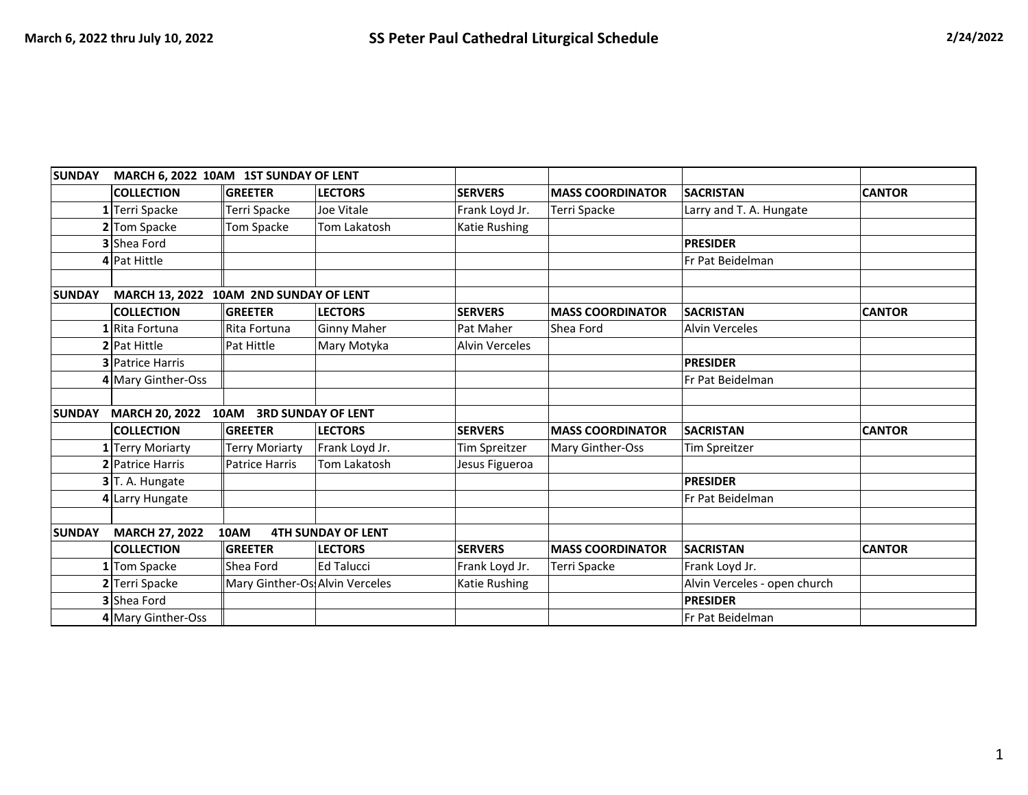March 6, 2022 thru July 10, 2022

# SS Peter Paul Cathedral Liturgical Schedule

2/24/2022

| SUNDAY | MARCH 6, 2022 10AM 1ST SUNDAY OF LENT | | | | | | |
|---|---|---|---|---|---|---|---|
| | **COLLECTION** | **GREETER** | **LECTORS** | **SERVERS** | **MASS COORDINATOR** | **SACRISTAN** | **CANTOR** |
| **1** | Terri Spacke | Terri Spacke | Joe Vitale | Frank Loyd Jr. | Terri Spacke | Larry and T. A. Hungate | |
| **2** | Tom Spacke | Tom Spacke | Tom Lakatosh | Katie Rushing | | | |
| **3** | Shea Ford | | | | | **PRESIDER** | |
| **4** | Pat Hittle | | | | | Fr Pat Beidelman | |
| | | | | | | | |
| **SUNDAY** | **MARCH 13, 2022 10AM 2ND SUNDAY OF LENT** | | | | | | |
| | **COLLECTION** | **GREETER** | **LECTORS** | **SERVERS** | **MASS COORDINATOR** | **SACRISTAN** | **CANTOR** |
| **1** | Rita Fortuna | Rita Fortuna | Ginny Maher | Pat Maher | Shea Ford | Alvin Verceles | |
| **2** | Pat Hittle | Pat Hittle | Mary Motyka | Alvin Verceles | | | |
| **3** | Patrice Harris | | | | | **PRESIDER** | |
| **4** | Mary Ginther-Oss | | | | | Fr Pat Beidelman | |
| | | | | | | | |
| **SUNDAY** | **MARCH 20, 2022 10AM 3RD SUNDAY OF LENT** | | | | | | |
| | **COLLECTION** | **GREETER** | **LECTORS** | **SERVERS** | **MASS COORDINATOR** | **SACRISTAN** | **CANTOR** |
| **1** | Terry Moriarty | Terry Moriarty | Frank Loyd Jr. | Tim Spreitzer | Mary Ginther-Oss | Tim Spreitzer | |
| **2** | Patrice Harris | Patrice Harris | Tom Lakatosh | Jesus Figueroa | | | |
| **3** | T. A. Hungate | | | | | **PRESIDER** | |
| **4** | Larry Hungate | | | | | Fr Pat Beidelman | |
| | | | | | | | |
| **SUNDAY** | **MARCH 27, 2022 10AM 4TH SUNDAY OF LENT** | | | | | | |
| | **COLLECTION** | **GREETER** | **LECTORS** | **SERVERS** | **MASS COORDINATOR** | **SACRISTAN** | **CANTOR** |
| **1** | Tom Spacke | Shea Ford | Ed Talucci | Frank Loyd Jr. | Terri Spacke | Frank Loyd Jr. | |
| **2** | Terri Spacke | Mary Ginther-Os | Alvin Verceles | Katie Rushing | | Alvin Verceles - open church | |
| **3** | Shea Ford | | | | | **PRESIDER** | |
| **4** | Mary Ginther-Oss | | | | | Fr Pat Beidelman | |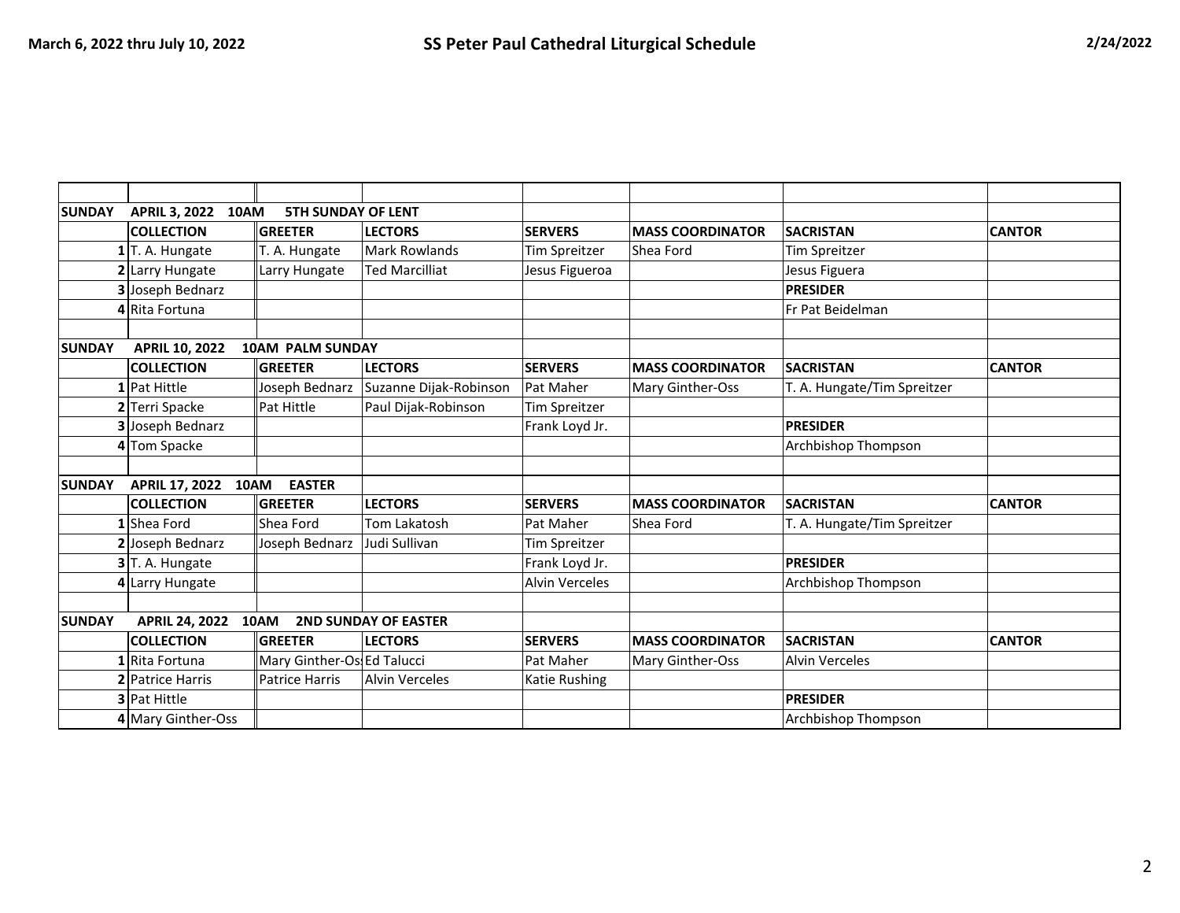March 6, 2022 thru July 10, 2022

# SS Peter Paul Cathedral Liturgical Schedule

2/24/2022

| | | | | | | | |
|---|---|---|---|---|---|---|---|
| **SUNDAY** | **APRIL 3, 2022 10AM 5TH SUNDAY OF LENT** | | | | | | |
| | **COLLECTION** | **GREETER** | **LECTORS** | **SERVERS** | **MASS COORDINATOR** | **SACRISTAN** | **CANTOR** |
| **1** | T. A. Hungate | T. A. Hungate | Mark Rowlands | Tim Spreitzer | Shea Ford | Tim Spreitzer | |
| **2** | Larry Hungate | Larry Hungate | Ted Marcilliat | Jesus Figueroa | | Jesus Figuera | |
| **3** | Joseph Bednarz | | | | | **PRESIDER** | |
| **4** | Rita Fortuna | | | | | Fr Pat Beidelman | |
| | | | | | | | |
| **SUNDAY** | **APRIL 10, 2022 10AM PALM SUNDAY** | | | | | | |
| | **COLLECTION** | **GREETER** | **LECTORS** | **SERVERS** | **MASS COORDINATOR** | **SACRISTAN** | **CANTOR** |
| **1** | Pat Hittle | Joseph Bednarz | Suzanne Dijak-Robinson | Pat Maher | Mary Ginther-Oss | T. A. Hungate/Tim Spreitzer | |
| **2** | Terri Spacke | Pat Hittle | Paul Dijak-Robinson | Tim Spreitzer | | | |
| **3** | Joseph Bednarz | | | Frank Loyd Jr. | | **PRESIDER** | |
| **4** | Tom Spacke | | | | | Archbishop Thompson | |
| | | | | | | | |
| **SUNDAY** | **APRIL 17, 2022 10AM EASTER** | | | | | | |
| | **COLLECTION** | **GREETER** | **LECTORS** | **SERVERS** | **MASS COORDINATOR** | **SACRISTAN** | **CANTOR** |
| **1** | Shea Ford | Shea Ford | Tom Lakatosh | Pat Maher | Shea Ford | T. A. Hungate/Tim Spreitzer | |
| **2** | Joseph Bednarz | Joseph Bednarz | Judi Sullivan | Tim Spreitzer | | | |
| **3** | T. A. Hungate | | | Frank Loyd Jr. | | **PRESIDER** | |
| **4** | Larry Hungate | | | Alvin Verceles | | Archbishop Thompson | |
| | | | | | | | |
| **SUNDAY** | **APRIL 24, 2022 10AM 2ND SUNDAY OF EASTER** | | | | | | |
| | **COLLECTION** | **GREETER** | **LECTORS** | **SERVERS** | **MASS COORDINATOR** | **SACRISTAN** | **CANTOR** |
| **1** | Rita Fortuna | Mary Ginther-Os | Ed Talucci | Pat Maher | Mary Ginther-Oss | Alvin Verceles | |
| **2** | Patrice Harris | Patrice Harris | Alvin Verceles | Katie Rushing | | | |
| **3** | Pat Hittle | | | | | **PRESIDER** | |
| **4** | Mary Ginther-Oss | | | | | Archbishop Thompson | |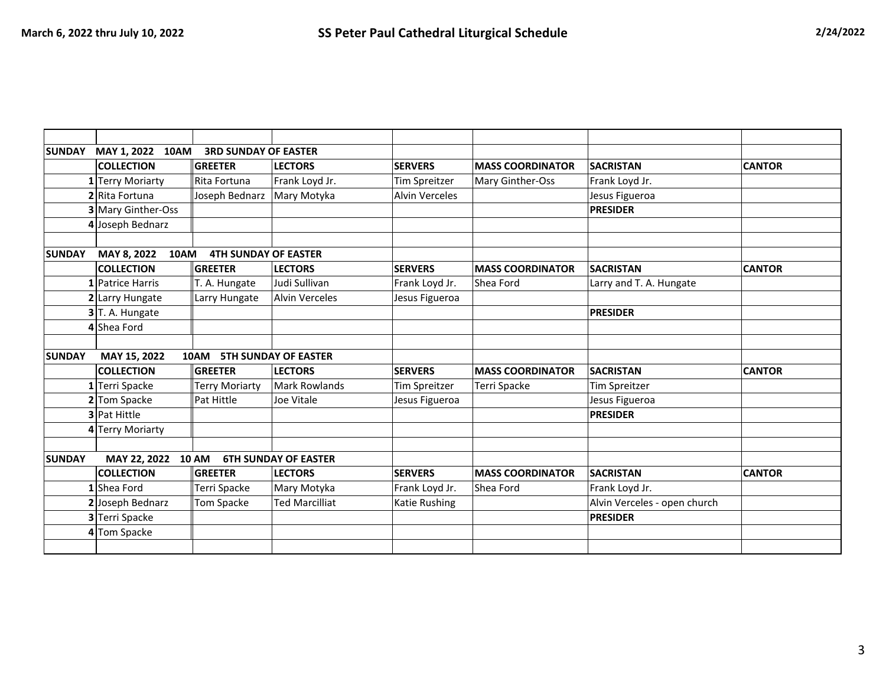| | | | | | | | |
|---|---|---|---|---|---|---|---|
| **SUNDAY** | **MAY 1, 2022 10AM 3RD SUNDAY OF EASTER** | | | | | | |
| | **COLLECTION** | **GREETER** | **LECTORS** | **SERVERS** | **MASS COORDINATOR** | **SACRISTAN** | **CANTOR** |
| **1** | Terry Moriarty | Rita Fortuna | Frank Loyd Jr. | Tim Spreitzer | Mary Ginther-Oss | Frank Loyd Jr. | |
| **2** | Rita Fortuna | Joseph Bednarz | Mary Motyka | Alvin Verceles | | Jesus Figueroa | |
| **3** | Mary Ginther-Oss | | | | | **PRESIDER** | |
| **4** | Joseph Bednarz | | | | | | |
| | | | | | | | |
| **SUNDAY** | **MAY 8, 2022 10AM 4TH SUNDAY OF EASTER** | | | | | | |
| | **COLLECTION** | **GREETER** | **LECTORS** | **SERVERS** | **MASS COORDINATOR** | **SACRISTAN** | **CANTOR** |
| **1** | Patrice Harris | T. A. Hungate | Judi Sullivan | Frank Loyd Jr. | Shea Ford | Larry and T. A. Hungate | |
| **2** | Larry Hungate | Larry Hungate | Alvin Verceles | Jesus Figueroa | | | |
| **3** | T. A. Hungate | | | | | **PRESIDER** | |
| **4** | Shea Ford | | | | | | |
| | | | | | | | |
| **SUNDAY** | **MAY 15, 2022 10AM 5TH SUNDAY OF EASTER** | | | | | | |
| | **COLLECTION** | **GREETER** | **LECTORS** | **SERVERS** | **MASS COORDINATOR** | **SACRISTAN** | **CANTOR** |
| **1** | Terri Spacke | Terry Moriarty | Mark Rowlands | Tim Spreitzer | Terri Spacke | Tim Spreitzer | |
| **2** | Tom Spacke | Pat Hittle | Joe Vitale | Jesus Figueroa | | Jesus Figueroa | |
| **3** | Pat Hittle | | | | | **PRESIDER** | |
| **4** | Terry Moriarty | | | | | | |
| | | | | | | | |
| **SUNDAY** | **MAY 22, 2022 10 AM 6TH SUNDAY OF EASTER** | | | | | | |
| | **COLLECTION** | **GREETER** | **LECTORS** | **SERVERS** | **MASS COORDINATOR** | **SACRISTAN** | **CANTOR** |
| **1** | Shea Ford | Terri Spacke | Mary Motyka | Frank Loyd Jr. | Shea Ford | Frank Loyd Jr. | |
| **2** | Joseph Bednarz | Tom Spacke | Ted Marcilliat | Katie Rushing | | Alvin Verceles - open church | |
| **3** | Terri Spacke | | | | | **PRESIDER** | |
| **4** | Tom Spacke | | | | | | |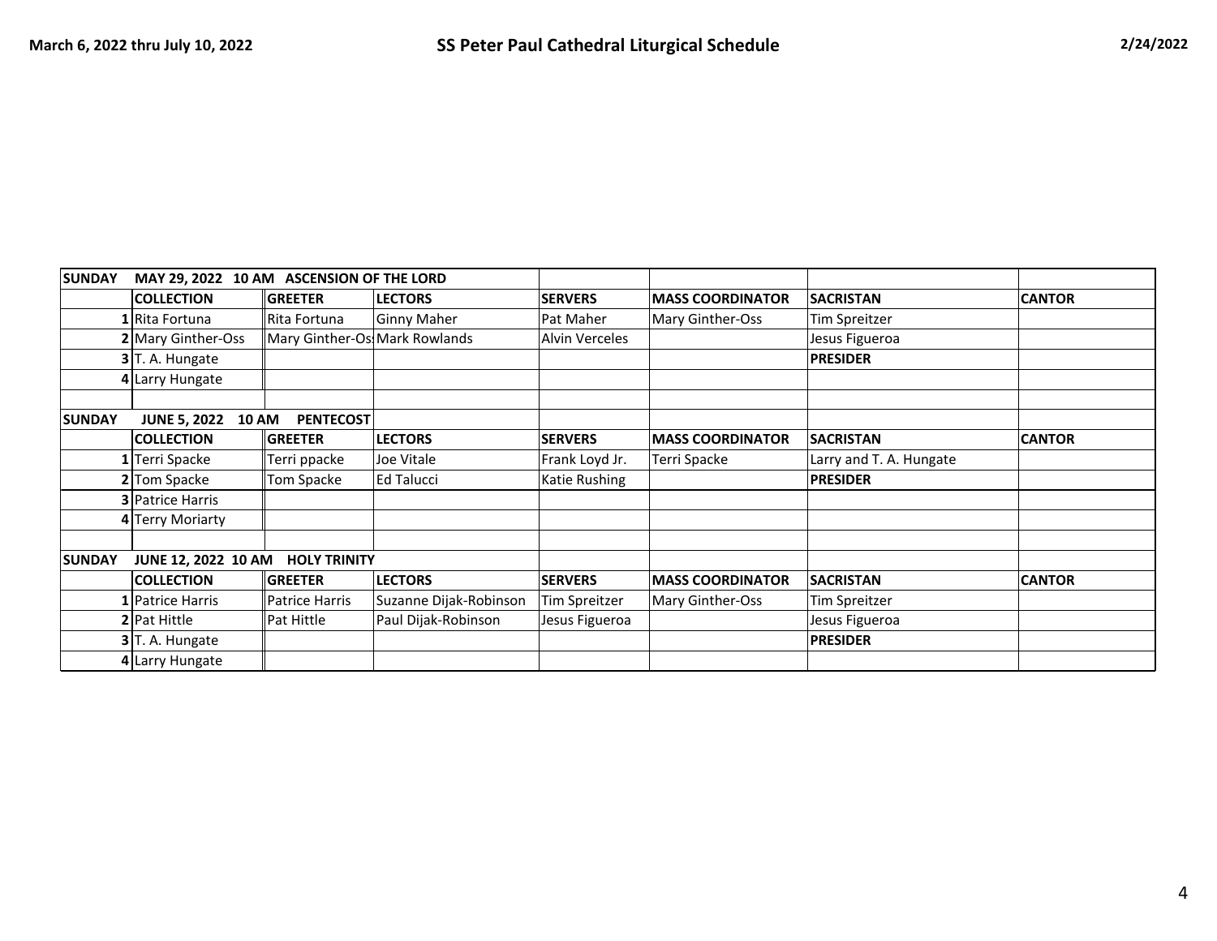**March 6, 2022 thru July 10, 2022** — **SS Peter Paul Cathedral Liturgical Schedule** — **2/24/2022**

| SUNDAY | MAY 29, 2022 10 AM ASCENSION OF THE LORD | | | | | | |
|---|---|---|---|---|---|---|---|
| | **COLLECTION** | **GREETER** | **LECTORS** | **SERVERS** | **MASS COORDINATOR** | **SACRISTAN** | **CANTOR** |
| **1** | Rita Fortuna | Rita Fortuna | Ginny Maher | Pat Maher | Mary Ginther-Oss | Tim Spreitzer | |
| **2** | Mary Ginther-Oss | Mary Ginther-Os | Mark Rowlands | Alvin Verceles | | Jesus Figueroa | |
| **3** | T. A. Hungate | | | | | **PRESIDER** | |
| **4** | Larry Hungate | | | | | | |
| | | | | | | | |
| **SUNDAY** | **JUNE 5, 2022 10 AM PENTECOST** | | | | | | |
| | **COLLECTION** | **GREETER** | **LECTORS** | **SERVERS** | **MASS COORDINATOR** | **SACRISTAN** | **CANTOR** |
| **1** | Terri Spacke | Terri ppacke | Joe Vitale | Frank Loyd Jr. | Terri Spacke | Larry and T. A. Hungate | |
| **2** | Tom Spacke | Tom Spacke | Ed Talucci | Katie Rushing | | **PRESIDER** | |
| **3** | Patrice Harris | | | | | | |
| **4** | Terry Moriarty | | | | | | |
| | | | | | | | |
| **SUNDAY** | **JUNE 12, 2022 10 AM HOLY TRINITY** | | | | | | |
| | **COLLECTION** | **GREETER** | **LECTORS** | **SERVERS** | **MASS COORDINATOR** | **SACRISTAN** | **CANTOR** |
| **1** | Patrice Harris | Patrice Harris | Suzanne Dijak-Robinson | Tim Spreitzer | Mary Ginther-Oss | Tim Spreitzer | |
| **2** | Pat Hittle | Pat Hittle | Paul Dijak-Robinson | Jesus Figueroa | | Jesus Figueroa | |
| **3** | T. A. Hungate | | | | | **PRESIDER** | |
| **4** | Larry Hungate | | | | | | |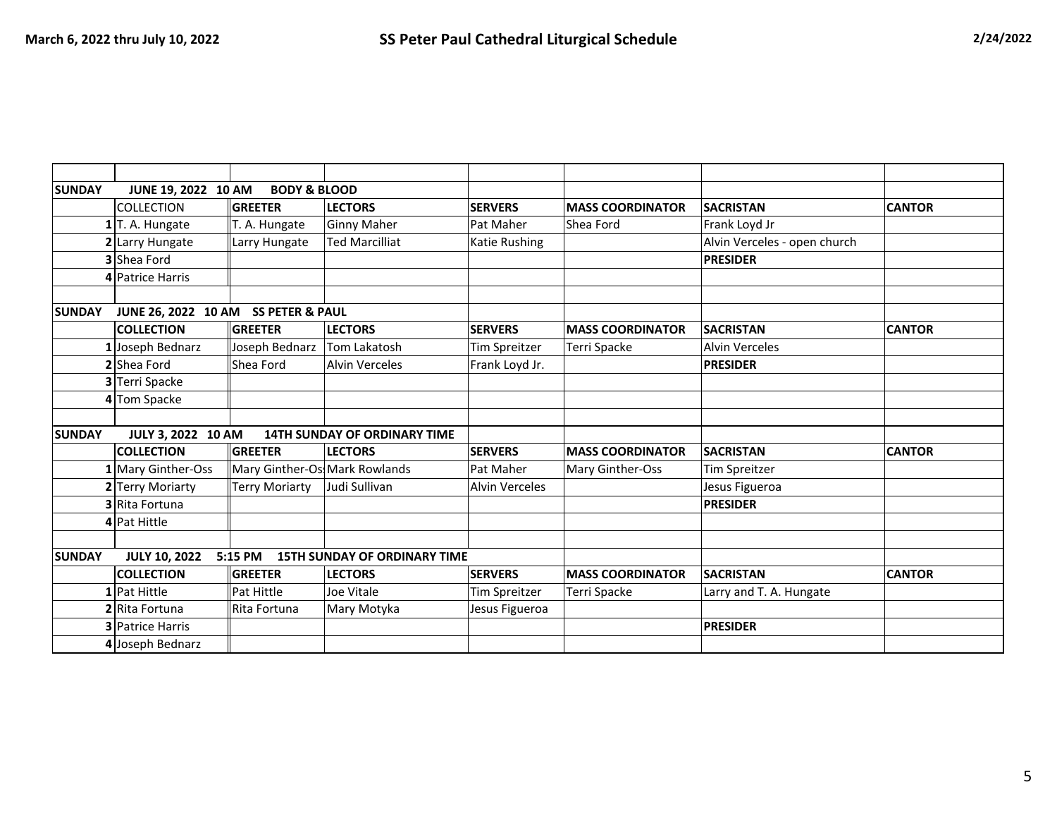March 6, 2022 thru July 10, 2022

# SS Peter Paul Cathedral Liturgical Schedule

2/24/2022

| | | | | | | | |
|---|---|---|---|---|---|---|---|
| **SUNDAY** | **JUNE 19, 2022 10 AM BODY & BLOOD** | | | | | | |
| | COLLECTION | **GREETER** | **LECTORS** | **SERVERS** | **MASS COORDINATOR** | **SACRISTAN** | **CANTOR** |
| **1** | T. A. Hungate | T. A. Hungate | Ginny Maher | Pat Maher | Shea Ford | Frank Loyd Jr | |
| **2** | Larry Hungate | Larry Hungate | Ted Marcilliat | Katie Rushing | | Alvin Verceles - open church | |
| **3** | Shea Ford | | | | | **PRESIDER** | |
| **4** | Patrice Harris | | | | | | |
| | | | | | | | |
| **SUNDAY** | **JUNE 26, 2022 10 AM SS PETER & PAUL** | | | | | | |
| | **COLLECTION** | **GREETER** | **LECTORS** | **SERVERS** | **MASS COORDINATOR** | **SACRISTAN** | **CANTOR** |
| **1** | Joseph Bednarz | Joseph Bednarz | Tom Lakatosh | Tim Spreitzer | Terri Spacke | Alvin Verceles | |
| **2** | Shea Ford | Shea Ford | Alvin Verceles | Frank Loyd Jr. | | **PRESIDER** | |
| **3** | Terri Spacke | | | | | | |
| **4** | Tom Spacke | | | | | | |
| | | | | | | | |
| **SUNDAY** | **JULY 3, 2022 10 AM 14TH SUNDAY OF ORDINARY TIME** | | | | | | |
| | **COLLECTION** | **GREETER** | **LECTORS** | **SERVERS** | **MASS COORDINATOR** | **SACRISTAN** | **CANTOR** |
| **1** | Mary Ginther-Oss | Mary Ginther-Oss | Mark Rowlands | Pat Maher | Mary Ginther-Oss | Tim Spreitzer | |
| **2** | Terry Moriarty | Terry Moriarty | Judi Sullivan | Alvin Verceles | | Jesus Figueroa | |
| **3** | Rita Fortuna | | | | | **PRESIDER** | |
| **4** | Pat Hittle | | | | | | |
| | | | | | | | |
| **SUNDAY** | **JULY 10, 2022 5:15 PM 15TH SUNDAY OF ORDINARY TIME** | | | | | | |
| | **COLLECTION** | **GREETER** | **LECTORS** | **SERVERS** | **MASS COORDINATOR** | **SACRISTAN** | **CANTOR** |
| **1** | Pat Hittle | Pat Hittle | Joe Vitale | Tim Spreitzer | Terri Spacke | Larry and T. A. Hungate | |
| **2** | Rita Fortuna | Rita Fortuna | Mary Motyka | Jesus Figueroa | | | |
| **3** | Patrice Harris | | | | | **PRESIDER** | |
| **4** | Joseph Bednarz | | | | | | |